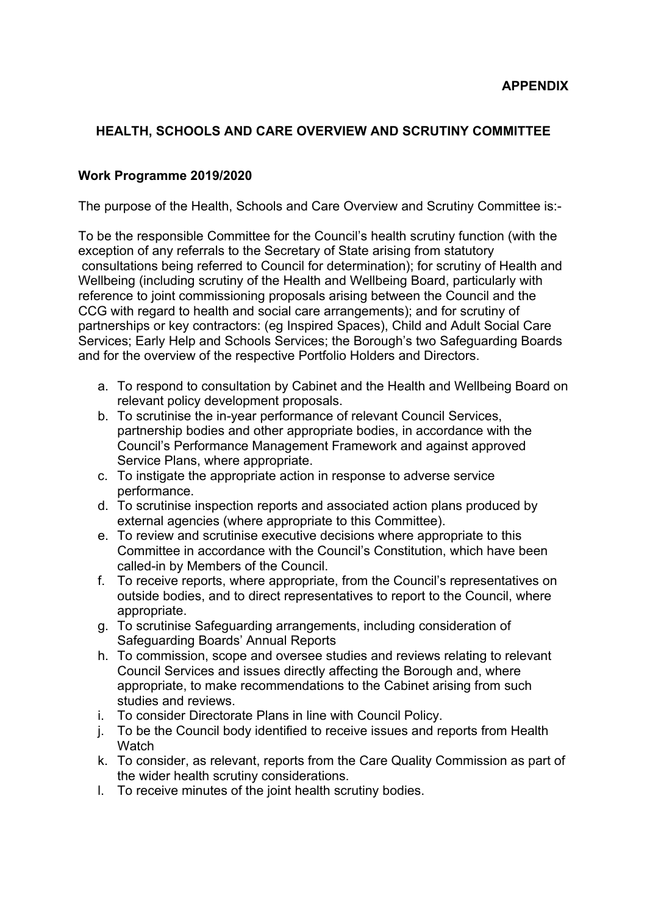**APPENDIX**

## HEALTH, SCHOOLS AND CARE OVERVIEW AND SCRUTINY COMMITTEE

### Work Programme 2019/2020

The purpose of the Health, Schools and Care Overview and Scrutiny Committee is:-

To be the responsible Committee for the Council's health scrutiny function (with the exception of any referrals to the Secretary of State arising from statutory consultations being referred to Council for determination); for scrutiny of Health and Wellbeing (including scrutiny of the Health and Wellbeing Board, particularly with reference to joint commissioning proposals arising between the Council and the CCG with regard to health and social care arrangements); and for scrutiny of partnerships or key contractors: (eg Inspired Spaces), Child and Adult Social Care Services; Early Help and Schools Services; the Borough's two Safeguarding Boards and for the overview of the respective Portfolio Holders and Directors.

a. To respond to consultation by Cabinet and the Health and Wellbeing Board on relevant policy development proposals.
b. To scrutinise the in-year performance of relevant Council Services, partnership bodies and other appropriate bodies, in accordance with the Council's Performance Management Framework and against approved Service Plans, where appropriate.
c. To instigate the appropriate action in response to adverse service performance.
d. To scrutinise inspection reports and associated action plans produced by external agencies (where appropriate to this Committee).
e. To review and scrutinise executive decisions where appropriate to this Committee in accordance with the Council's Constitution, which have been called-in by Members of the Council.
f. To receive reports, where appropriate, from the Council's representatives on outside bodies, and to direct representatives to report to the Council, where appropriate.
g. To scrutinise Safeguarding arrangements, including consideration of Safeguarding Boards' Annual Reports
h. To commission, scope and oversee studies and reviews relating to relevant Council Services and issues directly affecting the Borough and, where appropriate, to make recommendations to the Cabinet arising from such studies and reviews.
i. To consider Directorate Plans in line with Council Policy.
j. To be the Council body identified to receive issues and reports from Health Watch
k. To consider, as relevant, reports from the Care Quality Commission as part of the wider health scrutiny considerations.
l. To receive minutes of the joint health scrutiny bodies.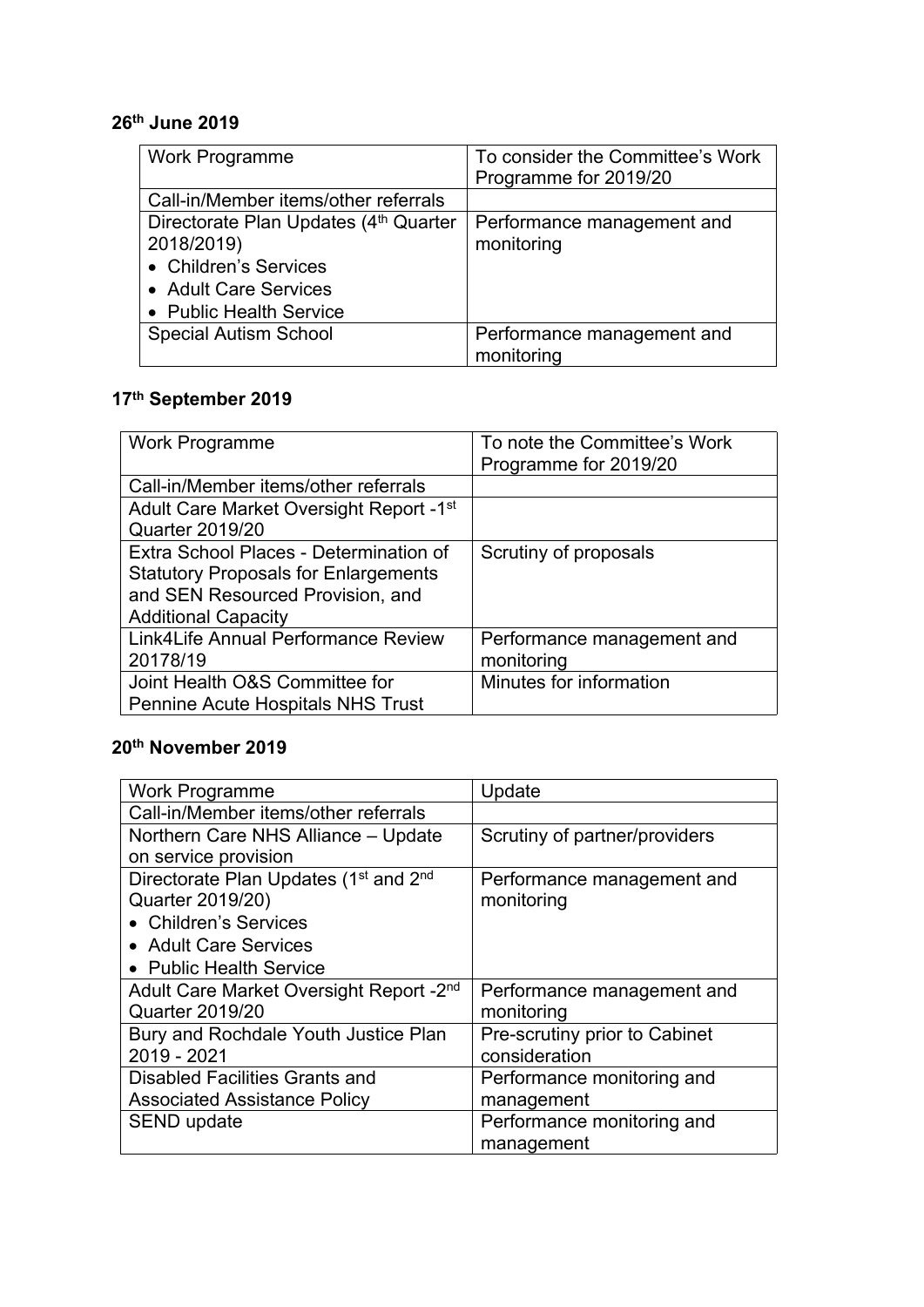**26th June 2019**

| Work Programme | To consider the Committee's Work Programme for 2019/20 |
|---|---|
| Call-in/Member items/other referrals | |
| Directorate Plan Updates (4th Quarter 2018/2019)<br>• Children's Services<br>• Adult Care Services<br>• Public Health Service | Performance management and monitoring |
| Special Autism School | Performance management and monitoring |

**17th September 2019**

| Work Programme | To note the Committee's Work Programme for 2019/20 |
|---|---|
| Call-in/Member items/other referrals | |
| Adult Care Market Oversight Report -1st Quarter 2019/20 | |
| Extra School Places - Determination of Statutory Proposals for Enlargements and SEN Resourced Provision, and Additional Capacity | Scrutiny of proposals |
| Link4Life Annual Performance Review 20178/19 | Performance management and monitoring |
| Joint Health O&S Committee for Pennine Acute Hospitals NHS Trust | Minutes for information |

**20th November 2019**

| Work Programme | Update |
|---|---|
| Call-in/Member items/other referrals | |
| Northern Care NHS Alliance – Update on service provision | Scrutiny of partner/providers |
| Directorate Plan Updates (1st and 2nd Quarter 2019/20)<br>• Children's Services<br>• Adult Care Services<br>• Public Health Service | Performance management and monitoring |
| Adult Care Market Oversight Report -2nd Quarter 2019/20 | Performance management and monitoring |
| Bury and Rochdale Youth Justice Plan 2019 - 2021 | Pre-scrutiny prior to Cabinet consideration |
| Disabled Facilities Grants and Associated Assistance Policy | Performance monitoring and management |
| SEND update | Performance monitoring and management |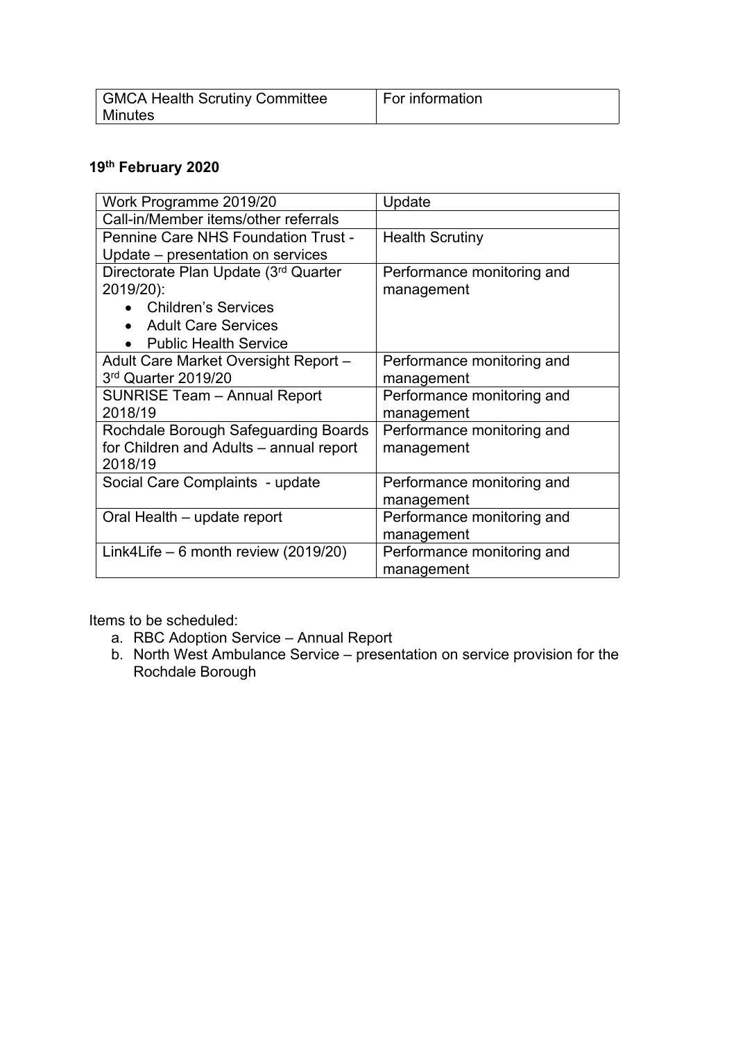| | |
|---|---|
| GMCA Health Scrutiny Committee Minutes | For information |

**19th February 2020**

| | |
|---|---|
| Work Programme 2019/20 | Update |
| Call-in/Member items/other referrals | |
| Pennine Care NHS Foundation Trust - Update – presentation on services | Health Scrutiny |
| Directorate Plan Update (3rd Quarter 2019/20): • Children's Services • Adult Care Services • Public Health Service | Performance monitoring and management |
| Adult Care Market Oversight Report – 3rd Quarter 2019/20 | Performance monitoring and management |
| SUNRISE Team – Annual Report 2018/19 | Performance monitoring and management |
| Rochdale Borough Safeguarding Boards for Children and Adults – annual report 2018/19 | Performance monitoring and management |
| Social Care Complaints - update | Performance monitoring and management |
| Oral Health – update report | Performance monitoring and management |
| Link4Life – 6 month review (2019/20) | Performance monitoring and management |

Items to be scheduled:

a. RBC Adoption Service – Annual Report
b. North West Ambulance Service – presentation on service provision for the Rochdale Borough